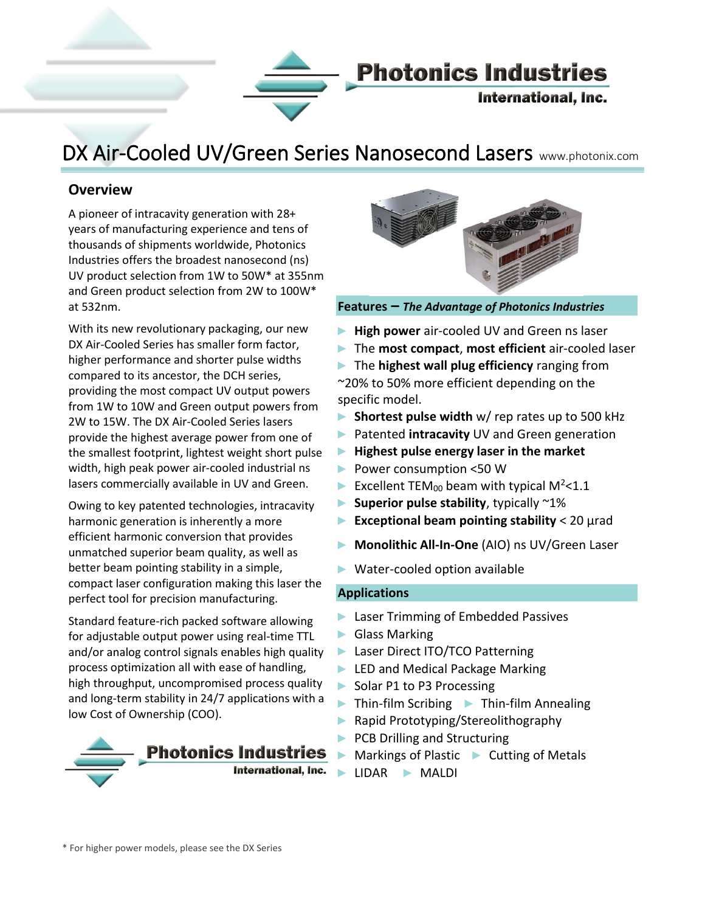Photonics Industries International, Inc.

# DX Air-Cooled UV/Green Series Nanosecond Lasers

www.photonix.com

## Overview

A pioneer of intracavity generation with 28+ years of manufacturing experience and tens of thousands of shipments worldwide, Photonics Industries offers the broadest nanosecond (ns) UV product selection from 1W to 50W* at 355nm and Green product selection from 2W to 100W* at 532nm.

With its new revolutionary packaging, our new DX Air-Cooled Series has smaller form factor, higher performance and shorter pulse widths compared to its ancestor, the DCH series, providing the most compact UV output powers from 1W to 10W and Green output powers from 2W to 15W. The DX Air-Cooled Series lasers provide the highest average power from one of the smallest footprint, lightest weight short pulse width, high peak power air-cooled industrial ns lasers commercially available in UV and Green.

Owing to key patented technologies, intracavity harmonic generation is inherently a more efficient harmonic conversion that provides unmatched superior beam quality, as well as better beam pointing stability in a simple, compact laser configuration making this laser the perfect tool for precision manufacturing.

Standard feature-rich packed software allowing for adjustable output power using real-time TTL and/or analog control signals enables high quality process optimization all with ease of handling, high throughput, uncompromised process quality and long-term stability in 24/7 applications with a low Cost of Ownership (COO).

Photonics Industries International, Inc.

## Features – *The Advantage of Photonics Industries*

- **High power** air-cooled UV and Green ns laser
- The **most compact**, **most efficient** air-cooled laser
- The **highest wall plug efficiency** ranging from ~20% to 50% more efficient depending on the specific model.
- **Shortest pulse width** w/ rep rates up to 500 kHz
- Patented **intracavity** UV and Green generation
- **Highest pulse energy laser in the market**
- Power consumption <50 W
- Excellent $TEM_{00}$ beam with typical $M^2$<1.1
- **Superior pulse stability**, typically ~1%
- **Exceptional beam pointing stability** < 20 µrad
- **Monolithic All-In-One** (AIO) ns UV/Green Laser
- Water-cooled option available

## Applications

- Laser Trimming of Embedded Passives
- Glass Marking
- Laser Direct ITO/TCO Patterning
- LED and Medical Package Marking
- Solar P1 to P3 Processing
- Thin-film Scribing
- Thin-film Annealing
- Rapid Prototyping/Stereolithography
- PCB Drilling and Structuring
- Markings of Plastic
- Cutting of Metals
- LIDAR
- MALDI

\* For higher power models, please see the DX Series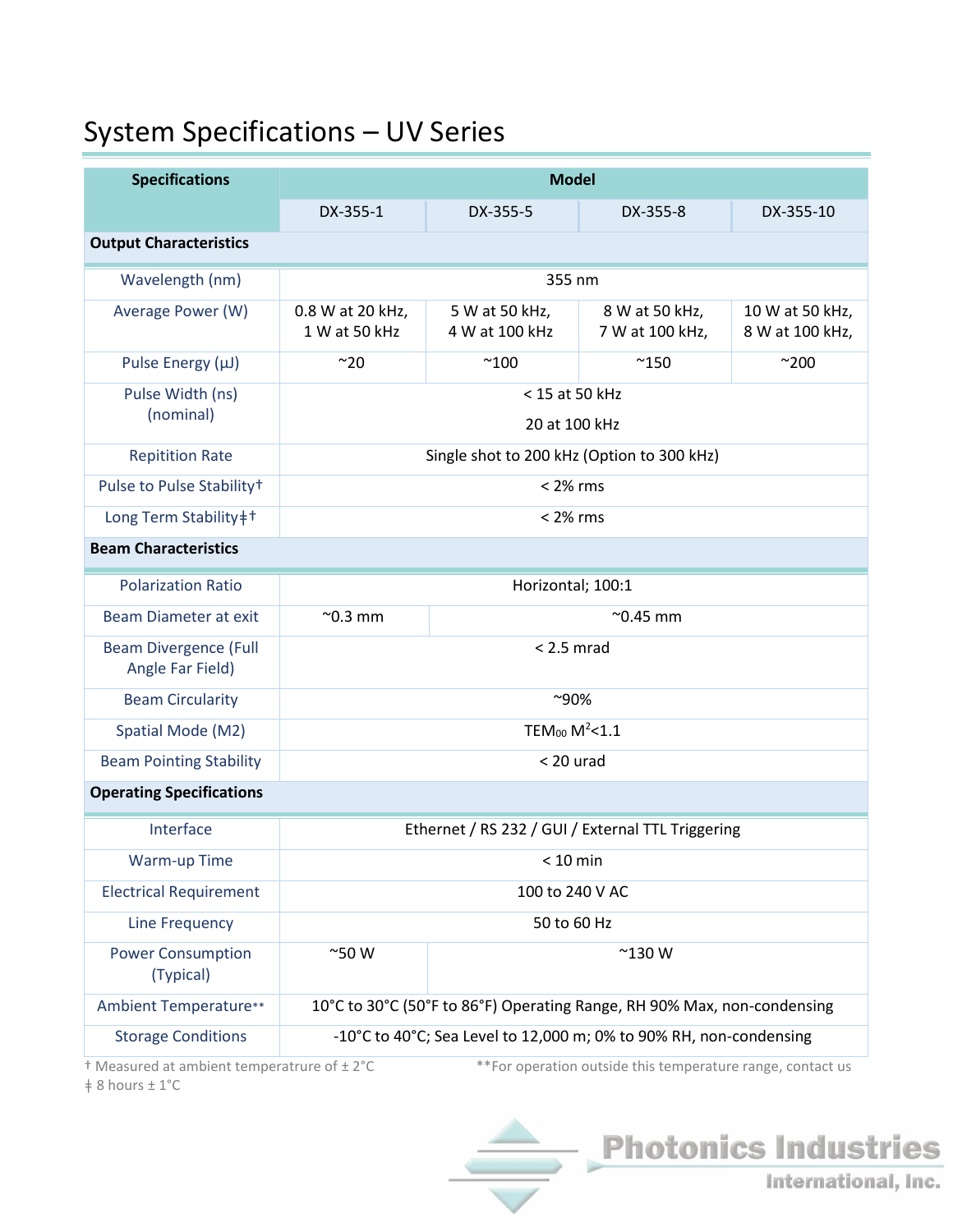# System Specifications – UV Series

| Specifications | Model | | | |
|---|---|---|---|---|
| | DX-355-1 | DX-355-5 | DX-355-8 | DX-355-10 |
| **Output Characteristics** | | | | |
| Wavelength (nm) | 355 nm | | | |
| Average Power (W) | 0.8 W at 20 kHz, 1 W at 50 kHz | 5 W at 50 kHz, 4 W at 100 kHz | 8 W at 50 kHz, 7 W at 100 kHz, | 10 W at 50 kHz, 8 W at 100 kHz, |
| Pulse Energy (µJ) | ~20 | ~100 | ~150 | ~200 |
| Pulse Width (ns) (nominal) | < 15 at 50 kHz<br>20 at 100 kHz | | | |
| Repitition Rate | Single shot to 200 kHz (Option to 300 kHz) | | | |
| Pulse to Pulse Stability† | < 2% rms | | | |
| Long Term Stability‡† | < 2% rms | | | |
| **Beam Characteristics** | | | | |
| Polarization Ratio | Horizontal; 100:1 | | | |
| Beam Diameter at exit | ~0.3 mm | ~0.45 mm | | |
| Beam Divergence (Full Angle Far Field) | < 2.5 mrad | | | |
| Beam Circularity | ~90% | | | |
| Spatial Mode (M2) | $TEM_{00}$ $M^2$<1.1 | | | |
| Beam Pointing Stability | < 20 urad | | | |
| **Operating Specifications** | | | | |
| Interface | Ethernet / RS 232 / GUI / External TTL Triggering | | | |
| Warm-up Time | < 10 min | | | |
| Electrical Requirement | 100 to 240 V AC | | | |
| Line Frequency | 50 to 60 Hz | | | |
| Power Consumption (Typical) | ~50 W | ~130 W | | |
| Ambient Temperature** | 10°C to 30°C (50°F to 86°F) Operating Range, RH 90% Max, non-condensing | | | |
| Storage Conditions | -10°C to 40°C; Sea Level to 12,000 m; 0% to 90% RH, non-condensing | | | |

† Measured at ambient temperatrure of ± 2°C

‡ 8 hours ± 1°C

**For operation outside this temperature range, contact us

Photonics Industries International, Inc.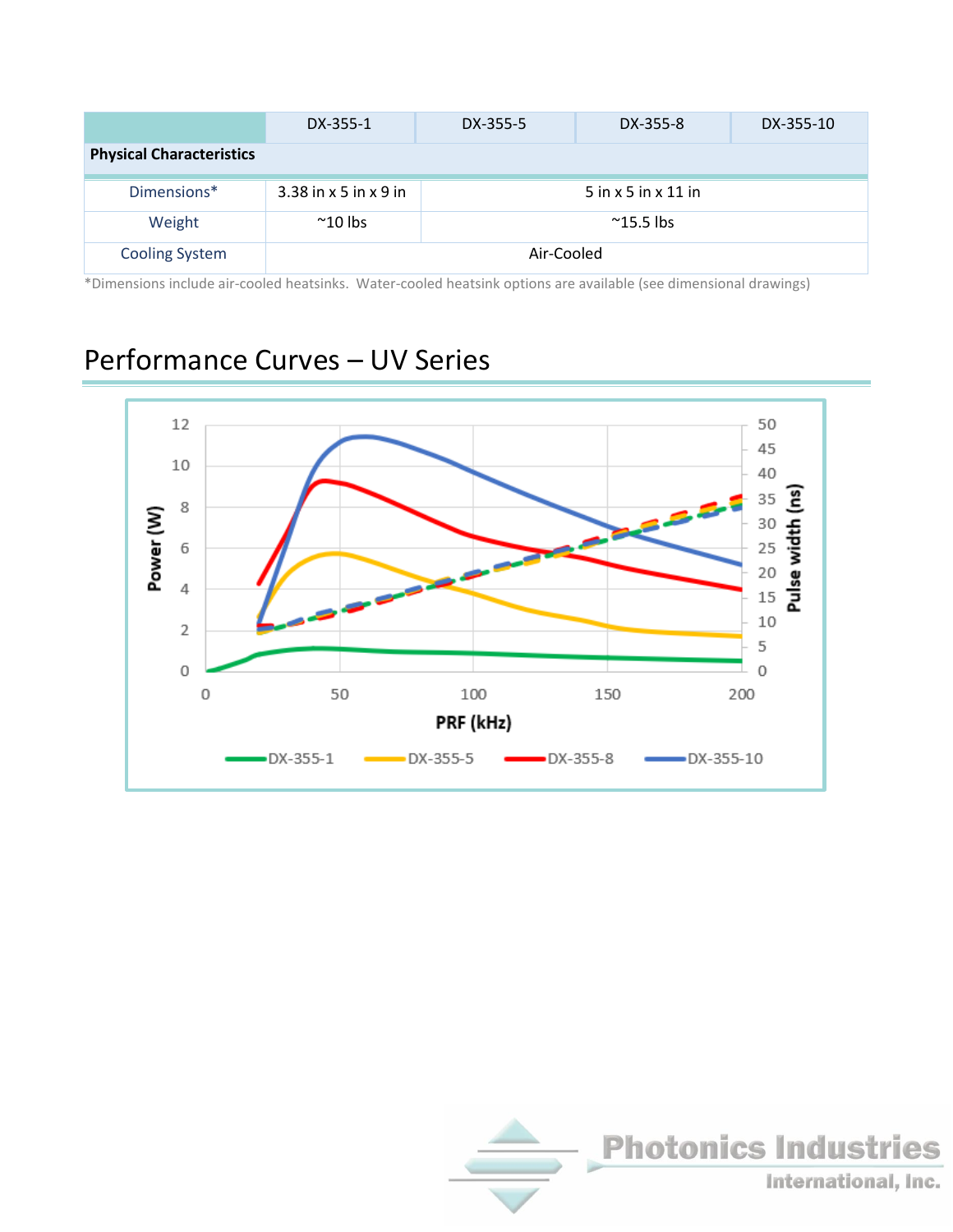| | DX-355-1 | DX-355-5 | DX-355-8 | DX-355-10 |
|---|---|---|---|---|
| **Physical Characteristics** | | | | |
| Dimensions* | 3.38 in x 5 in x 9 in | 5 in x 5 in x 11 in | | |
| Weight | ~10 lbs | ~15.5 lbs | | |
| Cooling System | Air-Cooled | | | |

*Dimensions include air-cooled heatsinks. Water-cooled heatsink options are available (see dimensional drawings)

## Performance Curves – UV Series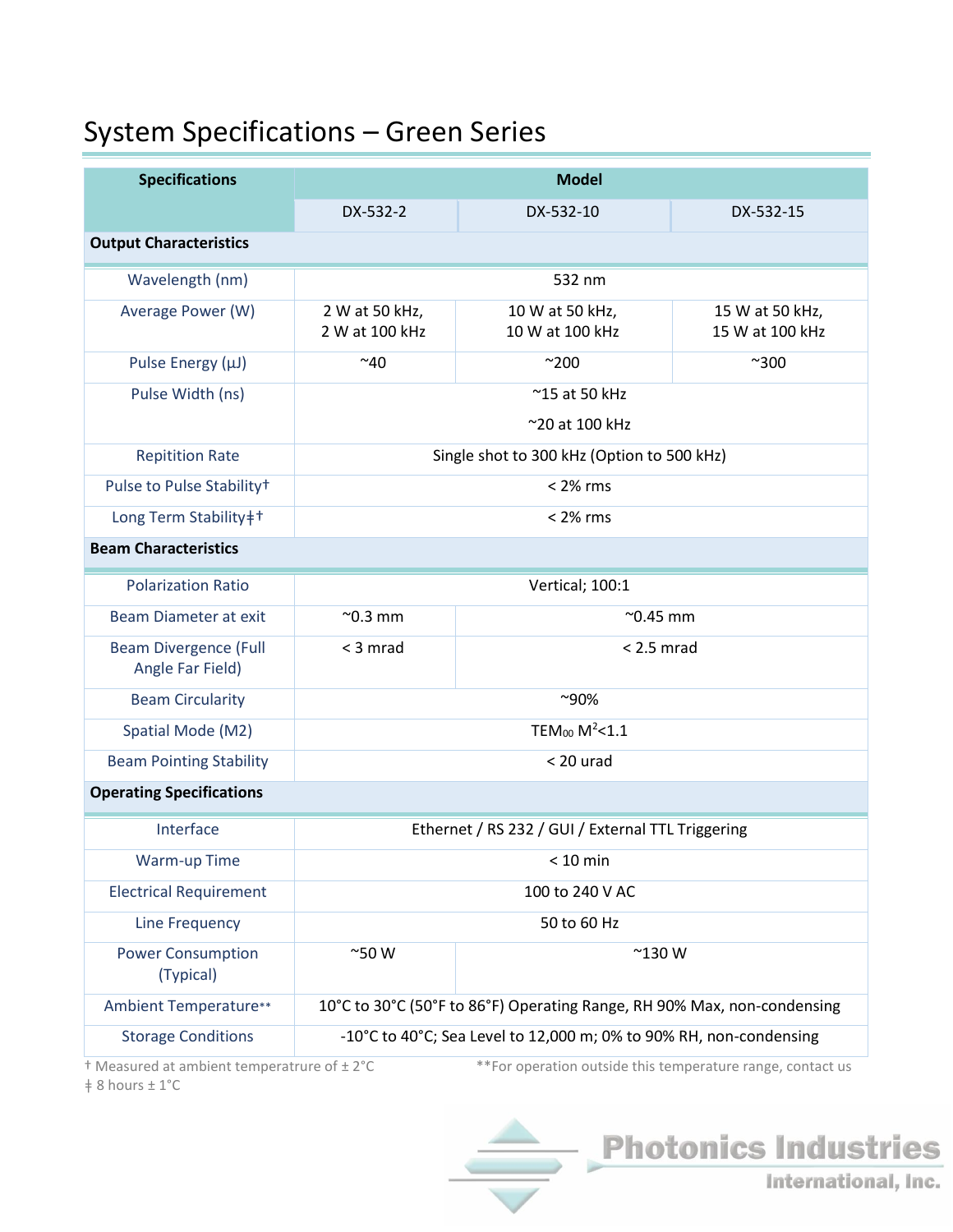# System Specifications – Green Series

| Specifications | Model | | |
|---|---|---|---|
| | DX-532-2 | DX-532-10 | DX-532-15 |
| **Output Characteristics** | | | |
| Wavelength (nm) | 532 nm | | |
| Average Power (W) | 2 W at 50 kHz, 2 W at 100 kHz | 10 W at 50 kHz, 10 W at 100 kHz | 15 W at 50 kHz, 15 W at 100 kHz |
| Pulse Energy (µJ) | ~40 | ~200 | ~300 |
| Pulse Width (ns) | ~15 at 50 kHz ~20 at 100 kHz | | |
| Repitition Rate | Single shot to 300 kHz (Option to 500 kHz) | | |
| Pulse to Pulse Stability† | < 2% rms | | |
| Long Term Stability‡† | < 2% rms | | |
| **Beam Characteristics** | | | |
| Polarization Ratio | Vertical; 100:1 | | |
| Beam Diameter at exit | ~0.3 mm | ~0.45 mm | |
| Beam Divergence (Full Angle Far Field) | < 3 mrad | < 2.5 mrad | |
| Beam Circularity | ~90% | | |
| Spatial Mode (M2) | $TEM_{00}$ $M^2$<1.1 | | |
| Beam Pointing Stability | < 20 urad | | |
| **Operating Specifications** | | | |
| Interface | Ethernet / RS 232 / GUI / External TTL Triggering | | |
| Warm-up Time | < 10 min | | |
| Electrical Requirement | 100 to 240 V AC | | |
| Line Frequency | 50 to 60 Hz | | |
| Power Consumption (Typical) | ~50 W | ~130 W | |
| Ambient Temperature** | 10°C to 30°C (50°F to 86°F) Operating Range, RH 90% Max, non-condensing | | |
| Storage Conditions | -10°C to 40°C; Sea Level to 12,000 m; 0% to 90% RH, non-condensing | | |

† Measured at ambient temperatrure of ± 2°C

‡ 8 hours ± 1°C

**For operation outside this temperature range, contact us

Photonics Industries International, Inc.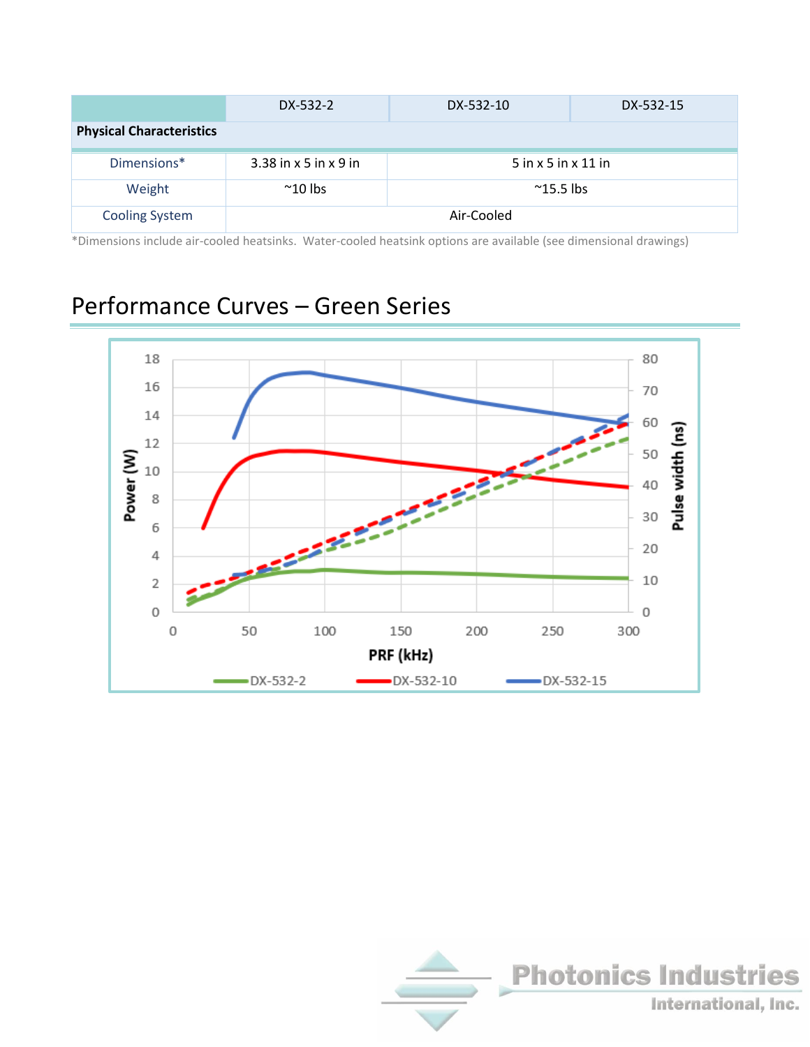| | DX-532-2 | DX-532-10 | DX-532-15 |
|---|---|---|---|
| **Physical Characteristics** | | | |
| Dimensions* | 3.38 in x 5 in x 9 in | 5 in x 5 in x 11 in | |
| Weight | ~10 lbs | ~15.5 lbs | |
| Cooling System | Air-Cooled | | |

*Dimensions include air-cooled heatsinks. Water-cooled heatsink options are available (see dimensional drawings)

## Performance Curves – Green Series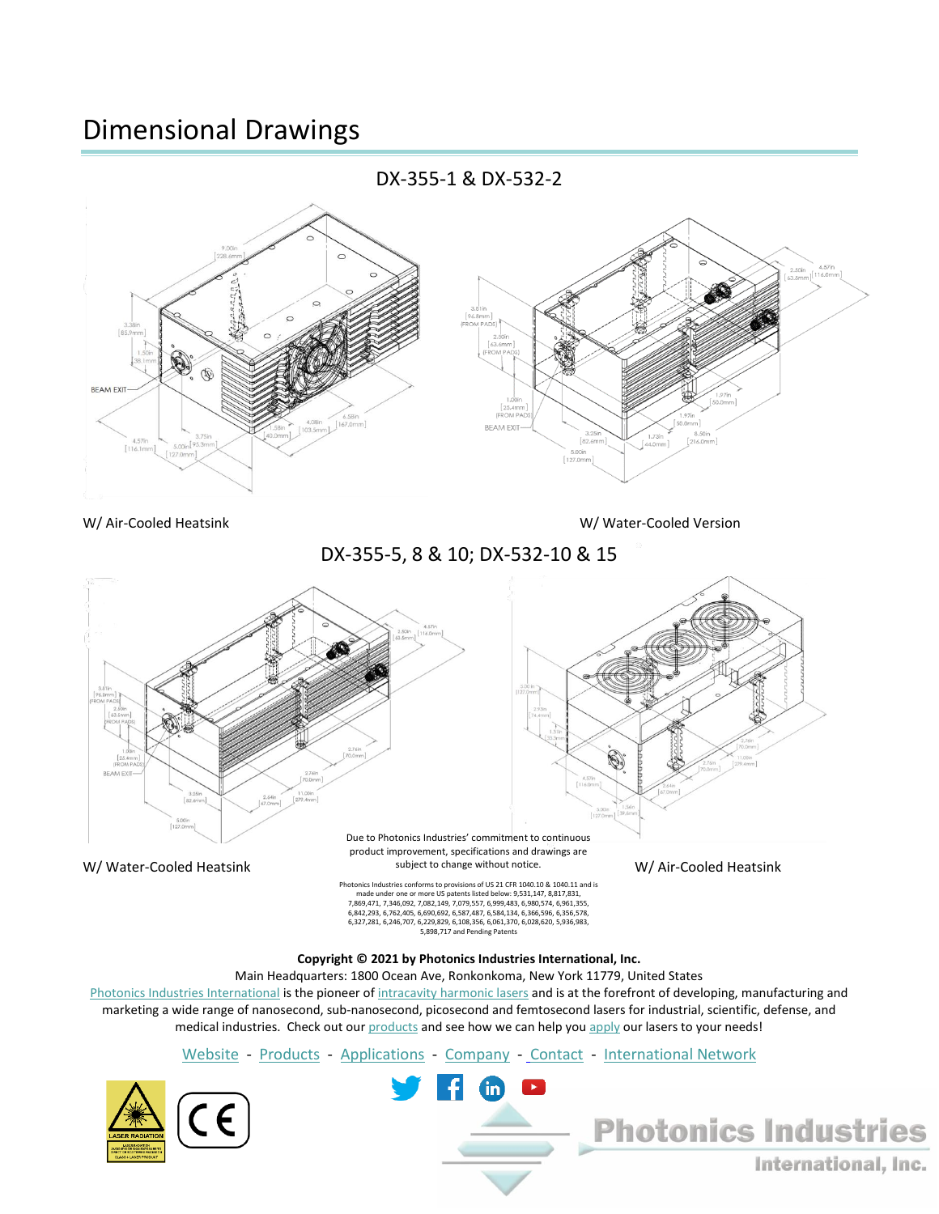# Dimensional Drawings

## DX-355-1 & DX-532-2

9.00in [228.6mm]
3.38in [85.9mm]
1.50in [38.1mm]
BEAM EXIT
4.57in [116.1mm]
5.00in [127.0mm]
3.75in [95.3mm]
1.58in [40.0mm]
4.08in [103.5mm]
6.58in [167.0mm]

W/ Air-Cooled Heatsink

2.50in [63.5mm]
4.57in [116.0mm]
3.81in [96.8mm] (FROM PADS)
2.50in [63.5mm] (FROM PADS)
1.00in [25.4mm] (FROM PADS)
BEAM EXIT
3.25in [82.6mm]
5.00in [127.0mm]
1.73in [44.0mm]
1.97in [50.0mm]
1.97in [50.0mm]
8.50in [216.0mm]

W/ Water-Cooled Version

## DX-355-5, 8 & 10; DX-532-10 & 15

3.81in [96.8mm] (FROM PADS)
2.50in [63.5mm] (FROM PADS)
1.00in [25.4mm] (FROM PADS)
BEAM EXIT
3.25in [82.6mm]
5.00in [127.0mm]
2.64in [67.0mm]
2.76in [70.0mm]
2.76in [70.0mm]
11.00in [279.4mm]
2.50in [63.5mm]
4.57in [116.0mm]

W/ Water-Cooled Heatsink

5.00in [127.0mm]
2.93in [74.4mm]
1.31in [33.3mm]
4.57in [116.0mm]
5.00in [127.0mm]
1.56in [39.6mm]
2.64in [67.0mm]
2.75in [70.0mm]
2.76in [70.0mm]
11.00in [279.4mm]

W/ Air-Cooled Heatsink

Due to Photonics Industries' commitment to continuous product improvement, specifications and drawings are subject to change without notice.

Photonics Industries conforms to provisions of US 21 CFR 1040.10 & 1040.11 and is made under one or more US patents listed below: 9,531,147, 8,817,831, 7,869,471, 7,346,092, 7,082,149, 7,079,557, 6,999,483, 6,980,574, 6,961,355, 6,842,293, 6,762,405, 6,690,692, 6,587,487, 6,584,134, 6,366,596, 6,356,578, 6,327,281, 6,246,707, 6,229,829, 6,108,356, 6,061,370, 6,028,620, 5,936,983, 5,898,717 and Pending Patents

**Copyright © 2021 by Photonics Industries International, Inc.**

Main Headquarters: 1800 Ocean Ave, Ronkonkoma, New York 11779, United States

Photonics Industries International is the pioneer of intracavity harmonic lasers and is at the forefront of developing, manufacturing and marketing a wide range of nanosecond, sub-nanosecond, picosecond and femtosecond lasers for industrial, scientific, defense, and medical industries. Check out our products and see how we can help you apply our lasers to your needs!

Website - Products - Applications - Company - Contact - International Network

LASER RADIATION

Photonics Industries International, Inc.